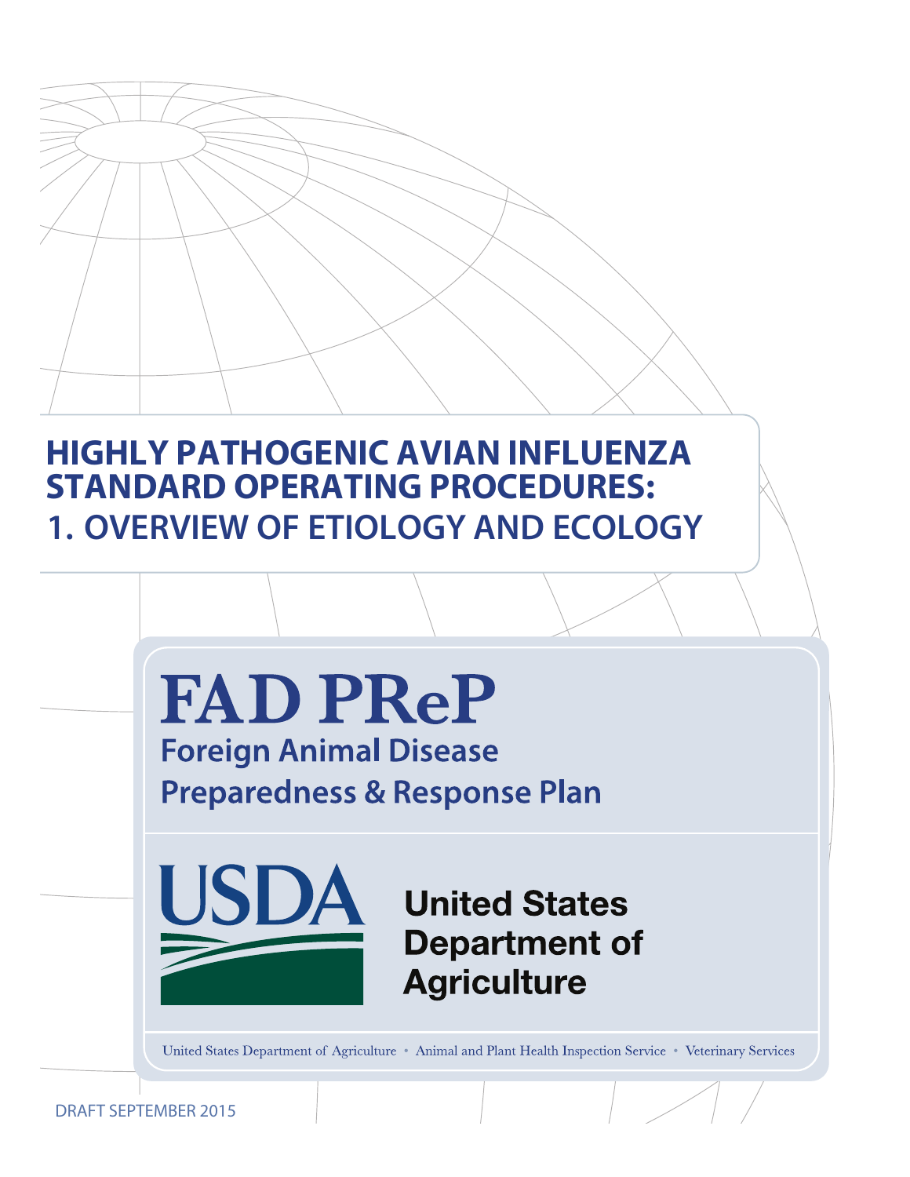# HIGHLY PATHOGENIC AVIAN INFLUENZA STANDARD OPERATING PROCEDURES:

## 1. OVERVIEW OF ETIOLOGY AND ECOLOGY

**FAD PReP**

**Foreign Animal Disease Preparedness & Response Plan**

USDA

United States Department of Agriculture

United States Department of Agriculture • Animal and Plant Health Inspection Service • Veterinary Services

DRAFT SEPTEMBER 2015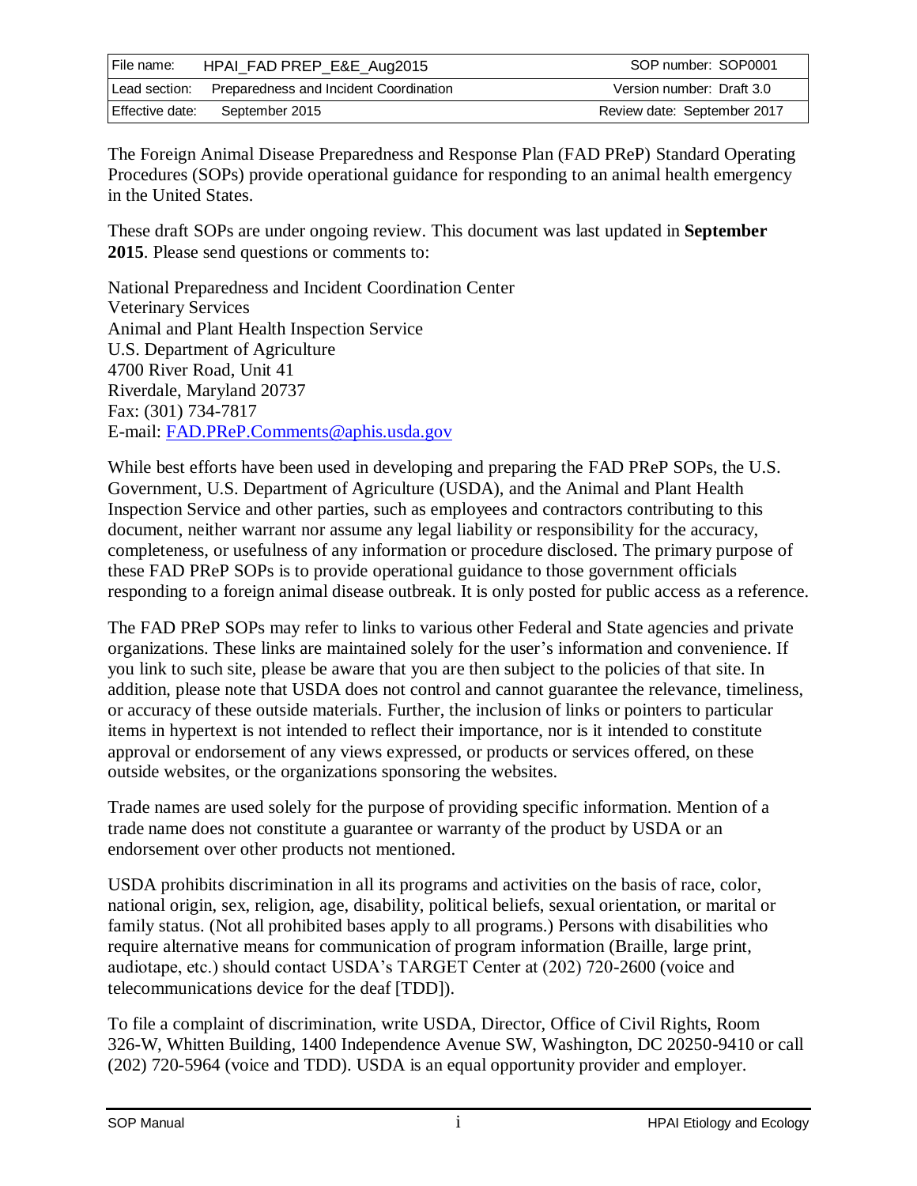| File name: | HPAI_FAD PREP_E&E_Aug2015 | SOP number: SOP0001 |
| --- | --- | --- |
| Lead section: | Preparedness and Incident Coordination | Version number: Draft 3.0 |
| Effective date: | September 2015 | Review date: September 2017 |

The Foreign Animal Disease Preparedness and Response Plan (FAD PReP) Standard Operating Procedures (SOPs) provide operational guidance for responding to an animal health emergency in the United States.

These draft SOPs are under ongoing review. This document was last updated in **September 2015**. Please send questions or comments to:

National Preparedness and Incident Coordination Center
Veterinary Services
Animal and Plant Health Inspection Service
U.S. Department of Agriculture
4700 River Road, Unit 41
Riverdale, Maryland 20737
Fax: (301) 734-7817
E-mail: FAD.PReP.Comments@aphis.usda.gov

While best efforts have been used in developing and preparing the FAD PReP SOPs, the U.S. Government, U.S. Department of Agriculture (USDA), and the Animal and Plant Health Inspection Service and other parties, such as employees and contractors contributing to this document, neither warrant nor assume any legal liability or responsibility for the accuracy, completeness, or usefulness of any information or procedure disclosed. The primary purpose of these FAD PReP SOPs is to provide operational guidance to those government officials responding to a foreign animal disease outbreak. It is only posted for public access as a reference.

The FAD PReP SOPs may refer to links to various other Federal and State agencies and private organizations. These links are maintained solely for the user's information and convenience. If you link to such site, please be aware that you are then subject to the policies of that site. In addition, please note that USDA does not control and cannot guarantee the relevance, timeliness, or accuracy of these outside materials. Further, the inclusion of links or pointers to particular items in hypertext is not intended to reflect their importance, nor is it intended to constitute approval or endorsement of any views expressed, or products or services offered, on these outside websites, or the organizations sponsoring the websites.

Trade names are used solely for the purpose of providing specific information. Mention of a trade name does not constitute a guarantee or warranty of the product by USDA or an endorsement over other products not mentioned.

USDA prohibits discrimination in all its programs and activities on the basis of race, color, national origin, sex, religion, age, disability, political beliefs, sexual orientation, or marital or family status. (Not all prohibited bases apply to all programs.) Persons with disabilities who require alternative means for communication of program information (Braille, large print, audiotape, etc.) should contact USDA's TARGET Center at (202) 720-2600 (voice and telecommunications device for the deaf [TDD]).

To file a complaint of discrimination, write USDA, Director, Office of Civil Rights, Room 326-W, Whitten Building, 1400 Independence Avenue SW, Washington, DC 20250-9410 or call (202) 720-5964 (voice and TDD). USDA is an equal opportunity provider and employer.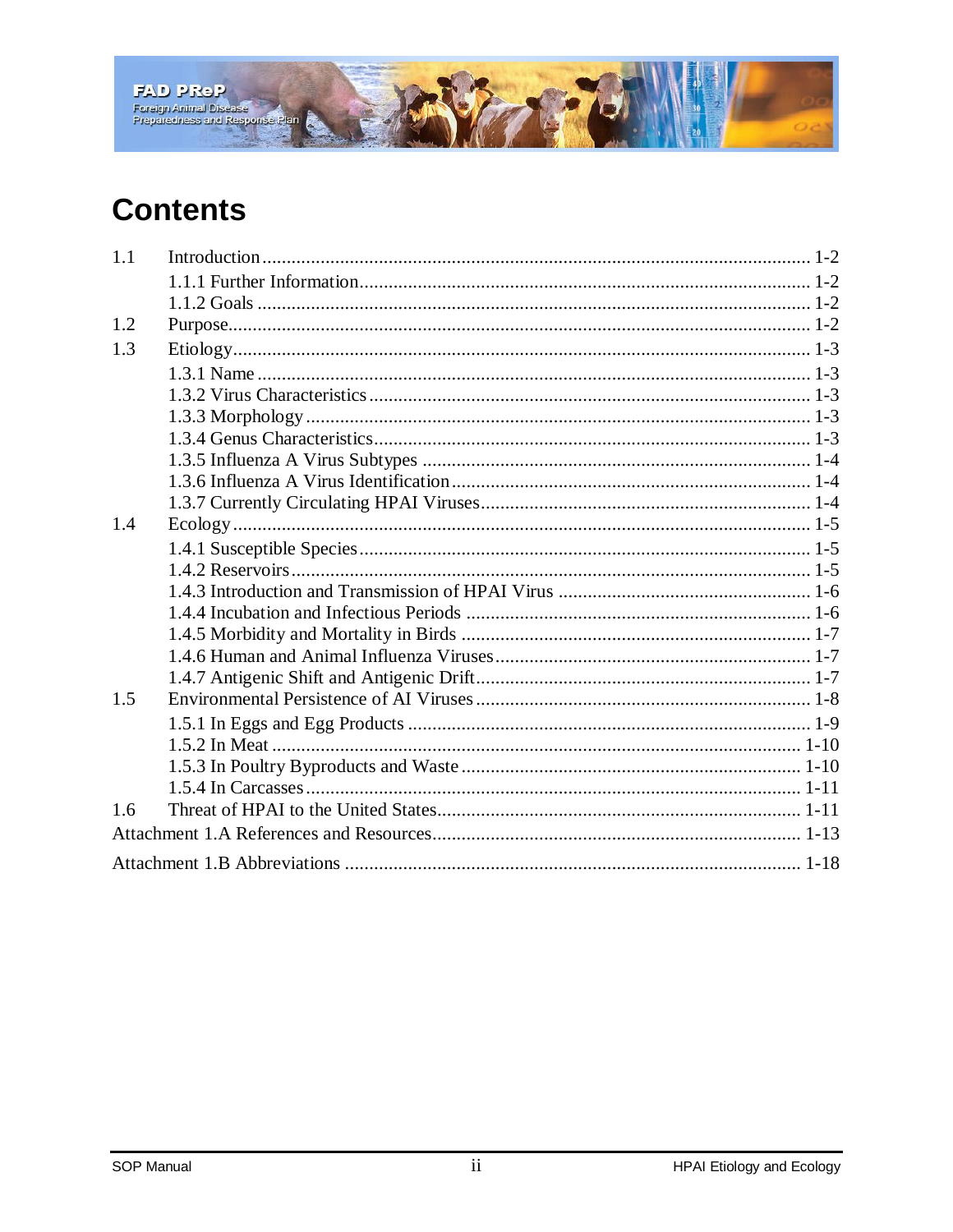# Contents

| | | |
|---|---|---|
| 1.1 | Introduction | 1-2 |
| | 1.1.1 Further Information | 1-2 |
| | 1.1.2 Goals | 1-2 |
| 1.2 | Purpose | 1-2 |
| 1.3 | Etiology | 1-3 |
| | 1.3.1 Name | 1-3 |
| | 1.3.2 Virus Characteristics | 1-3 |
| | 1.3.3 Morphology | 1-3 |
| | 1.3.4 Genus Characteristics | 1-3 |
| | 1.3.5 Influenza A Virus Subtypes | 1-4 |
| | 1.3.6 Influenza A Virus Identification | 1-4 |
| | 1.3.7 Currently Circulating HPAI Viruses | 1-4 |
| 1.4 | Ecology | 1-5 |
| | 1.4.1 Susceptible Species | 1-5 |
| | 1.4.2 Reservoirs | 1-5 |
| | 1.4.3 Introduction and Transmission of HPAI Virus | 1-6 |
| | 1.4.4 Incubation and Infectious Periods | 1-6 |
| | 1.4.5 Morbidity and Mortality in Birds | 1-7 |
| | 1.4.6 Human and Animal Influenza Viruses | 1-7 |
| | 1.4.7 Antigenic Shift and Antigenic Drift | 1-7 |
| 1.5 | Environmental Persistence of AI Viruses | 1-8 |
| | 1.5.1 In Eggs and Egg Products | 1-9 |
| | 1.5.2 In Meat | 1-10 |
| | 1.5.3 In Poultry Byproducts and Waste | 1-10 |
| | 1.5.4 In Carcasses | 1-11 |
| 1.6 | Threat of HPAI to the United States | 1-11 |
| Attachment 1.A References and Resources | | 1-13 |
| Attachment 1.B Abbreviations | | 1-18 |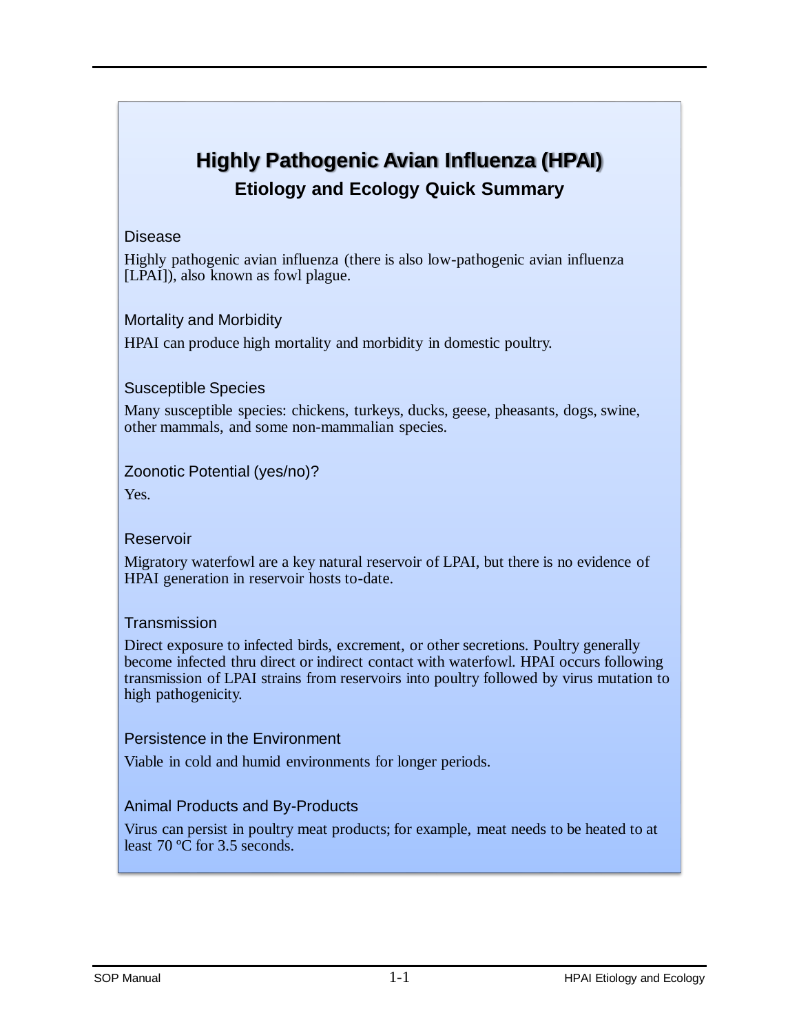# Highly Pathogenic Avian Influenza (HPAI)

## Etiology and Ecology Quick Summary

### Disease

Highly pathogenic avian influenza (there is also low-pathogenic avian influenza [LPAI]), also known as fowl plague.

### Mortality and Morbidity

HPAI can produce high mortality and morbidity in domestic poultry.

### Susceptible Species

Many susceptible species: chickens, turkeys, ducks, geese, pheasants, dogs, swine, other mammals, and some non-mammalian species.

### Zoonotic Potential (yes/no)?

Yes.

### Reservoir

Migratory waterfowl are a key natural reservoir of LPAI, but there is no evidence of HPAI generation in reservoir hosts to-date.

### Transmission

Direct exposure to infected birds, excrement, or other secretions. Poultry generally become infected thru direct or indirect contact with waterfowl. HPAI occurs following transmission of LPAI strains from reservoirs into poultry followed by virus mutation to high pathogenicity.

### Persistence in the Environment

Viable in cold and humid environments for longer periods.

### Animal Products and By-Products

Virus can persist in poultry meat products; for example, meat needs to be heated to at least 70 ºC for 3.5 seconds.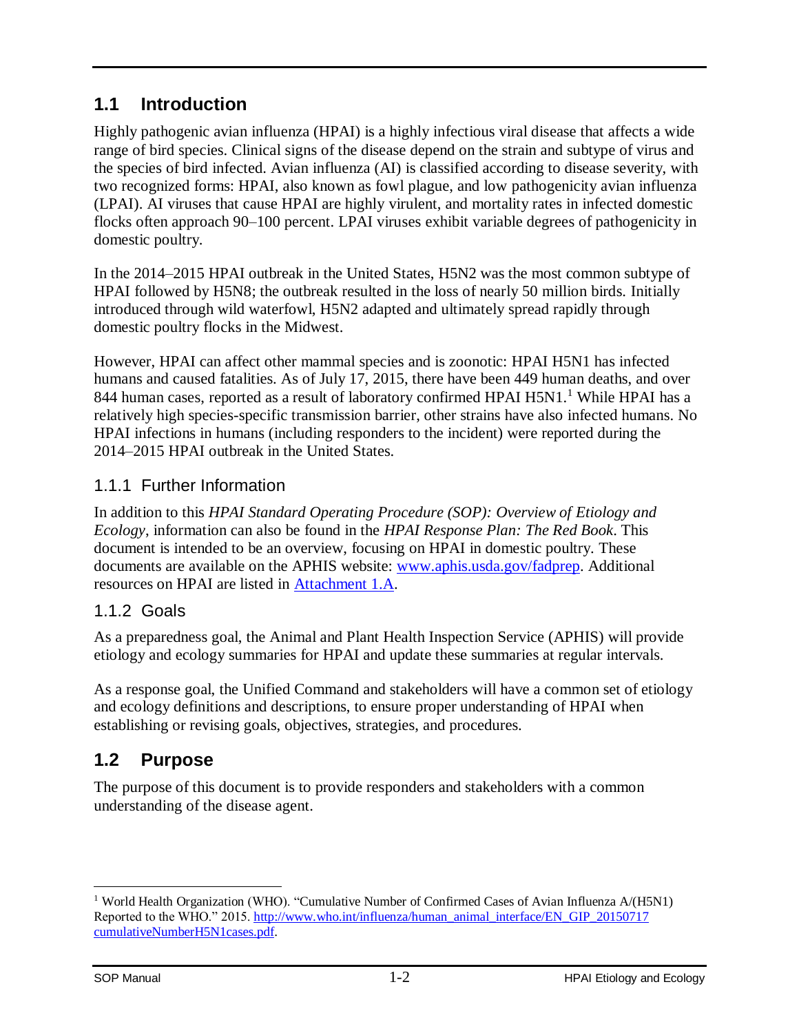## 1.1 Introduction

Highly pathogenic avian influenza (HPAI) is a highly infectious viral disease that affects a wide range of bird species. Clinical signs of the disease depend on the strain and subtype of virus and the species of bird infected. Avian influenza (AI) is classified according to disease severity, with two recognized forms: HPAI, also known as fowl plague, and low pathogenicity avian influenza (LPAI). AI viruses that cause HPAI are highly virulent, and mortality rates in infected domestic flocks often approach 90–100 percent. LPAI viruses exhibit variable degrees of pathogenicity in domestic poultry.

In the 2014–2015 HPAI outbreak in the United States, H5N2 was the most common subtype of HPAI followed by H5N8; the outbreak resulted in the loss of nearly 50 million birds. Initially introduced through wild waterfowl, H5N2 adapted and ultimately spread rapidly through domestic poultry flocks in the Midwest.

However, HPAI can affect other mammal species and is zoonotic: HPAI H5N1 has infected humans and caused fatalities. As of July 17, 2015, there have been 449 human deaths, and over 844 human cases, reported as a result of laboratory confirmed HPAI H5N1.[1] While HPAI has a relatively high species-specific transmission barrier, other strains have also infected humans. No HPAI infections in humans (including responders to the incident) were reported during the 2014–2015 HPAI outbreak in the United States.

### 1.1.1 Further Information

In addition to this *HPAI Standard Operating Procedure (SOP): Overview of Etiology and Ecology*, information can also be found in the *HPAI Response Plan: The Red Book*. This document is intended to be an overview, focusing on HPAI in domestic poultry. These documents are available on the APHIS website: [www.aphis.usda.gov/fadprep](www.aphis.usda.gov/fadprep). Additional resources on HPAI are listed in Attachment 1.A.

### 1.1.2 Goals

As a preparedness goal, the Animal and Plant Health Inspection Service (APHIS) will provide etiology and ecology summaries for HPAI and update these summaries at regular intervals.

As a response goal, the Unified Command and stakeholders will have a common set of etiology and ecology definitions and descriptions, to ensure proper understanding of HPAI when establishing or revising goals, objectives, strategies, and procedures.

## 1.2 Purpose

The purpose of this document is to provide responders and stakeholders with a common understanding of the disease agent.

---

[1] World Health Organization (WHO). "Cumulative Number of Confirmed Cases of Avian Influenza A/(H5N1) Reported to the WHO." 2015. [http://www.who.int/influenza/human_animal_interface/EN_GIP_20150717cumulativeNumberH5N1cases.pdf](http://www.who.int/influenza/human_animal_interface/EN_GIP_20150717cumulativeNumberH5N1cases.pdf).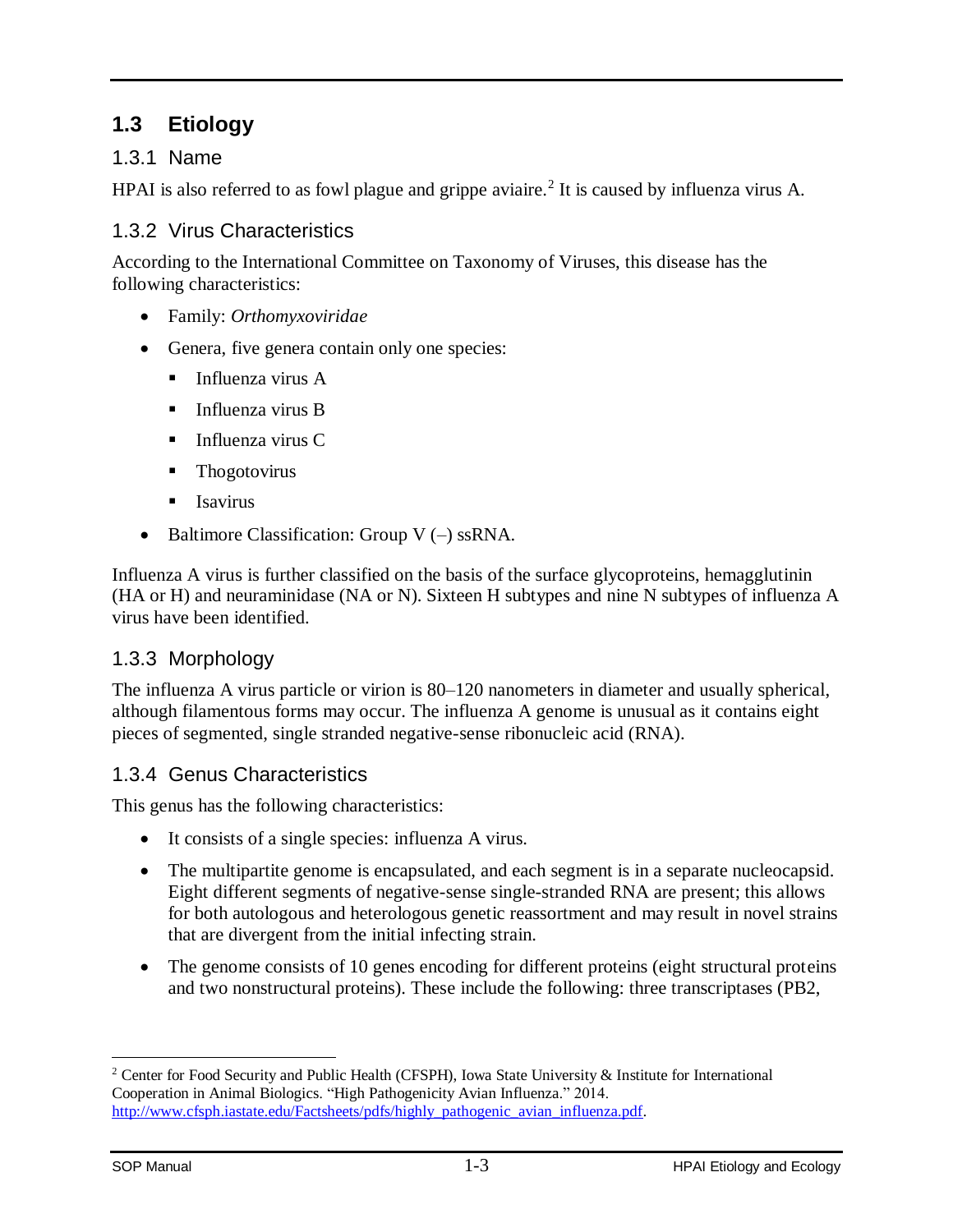## 1.3 Etiology

### 1.3.1 Name

HPAI is also referred to as fowl plague and grippe aviaire.[2] It is caused by influenza virus A.

### 1.3.2 Virus Characteristics

According to the International Committee on Taxonomy of Viruses, this disease has the following characteristics:

- Family: *Orthomyxoviridae*
- Genera, five genera contain only one species:
  - Influenza virus A
  - Influenza virus B
  - Influenza virus C
  - Thogotovirus
  - Isavirus
- Baltimore Classification: Group V (–) ssRNA.

Influenza A virus is further classified on the basis of the surface glycoproteins, hemagglutinin (HA or H) and neuraminidase (NA or N). Sixteen H subtypes and nine N subtypes of influenza A virus have been identified.

### 1.3.3 Morphology

The influenza A virus particle or virion is 80–120 nanometers in diameter and usually spherical, although filamentous forms may occur. The influenza A genome is unusual as it contains eight pieces of segmented, single stranded negative-sense ribonucleic acid (RNA).

### 1.3.4 Genus Characteristics

This genus has the following characteristics:

- It consists of a single species: influenza A virus.
- The multipartite genome is encapsulated, and each segment is in a separate nucleocapsid. Eight different segments of negative-sense single-stranded RNA are present; this allows for both autologous and heterologous genetic reassortment and may result in novel strains that are divergent from the initial infecting strain.
- The genome consists of 10 genes encoding for different proteins (eight structural proteins and two nonstructural proteins). These include the following: three transcriptases (PB2,

[2] Center for Food Security and Public Health (CFSPH), Iowa State University & Institute for International Cooperation in Animal Biologics. "High Pathogenicity Avian Influenza." 2014. http://www.cfsph.iastate.edu/Factsheets/pdfs/highly_pathogenic_avian_influenza.pdf.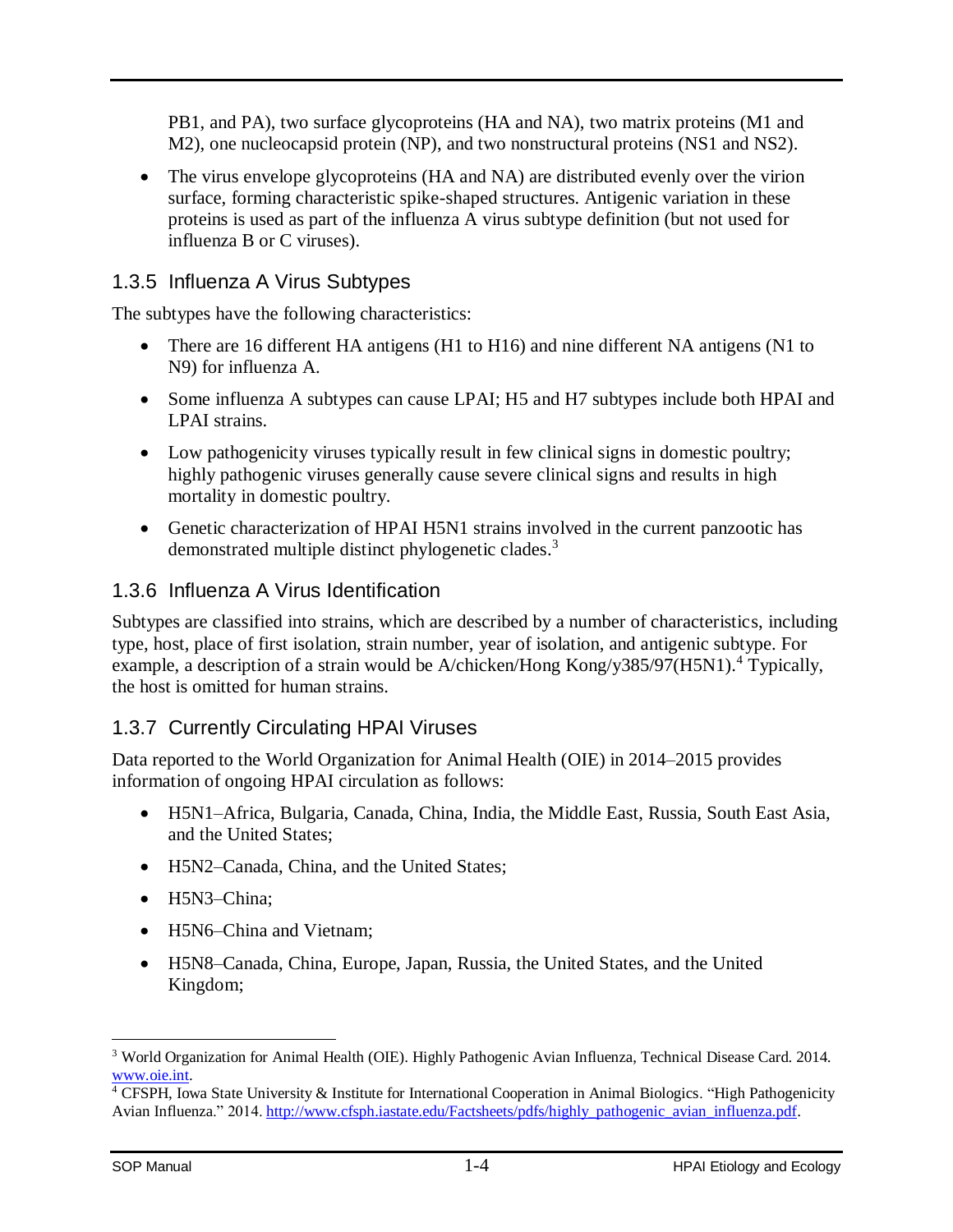PB1, and PA), two surface glycoproteins (HA and NA), two matrix proteins (M1 and M2), one nucleocapsid protein (NP), and two nonstructural proteins (NS1 and NS2).

- The virus envelope glycoproteins (HA and NA) are distributed evenly over the virion surface, forming characteristic spike-shaped structures. Antigenic variation in these proteins is used as part of the influenza A virus subtype definition (but not used for influenza B or C viruses).

### 1.3.5 Influenza A Virus Subtypes

The subtypes have the following characteristics:

- There are 16 different HA antigens (H1 to H16) and nine different NA antigens (N1 to N9) for influenza A.
- Some influenza A subtypes can cause LPAI; H5 and H7 subtypes include both HPAI and LPAI strains.
- Low pathogenicity viruses typically result in few clinical signs in domestic poultry; highly pathogenic viruses generally cause severe clinical signs and results in high mortality in domestic poultry.
- Genetic characterization of HPAI H5N1 strains involved in the current panzootic has demonstrated multiple distinct phylogenetic clades.[3]

### 1.3.6 Influenza A Virus Identification

Subtypes are classified into strains, which are described by a number of characteristics, including type, host, place of first isolation, strain number, year of isolation, and antigenic subtype. For example, a description of a strain would be A/chicken/Hong Kong/y385/97(H5N1).[4] Typically, the host is omitted for human strains.

### 1.3.7 Currently Circulating HPAI Viruses

Data reported to the World Organization for Animal Health (OIE) in 2014–2015 provides information of ongoing HPAI circulation as follows:

- H5N1–Africa, Bulgaria, Canada, China, India, the Middle East, Russia, South East Asia, and the United States;
- H5N2–Canada, China, and the United States;
- H5N3–China;
- H5N6–China and Vietnam;
- H5N8–Canada, China, Europe, Japan, Russia, the United States, and the United Kingdom;

---

[3] World Organization for Animal Health (OIE). Highly Pathogenic Avian Influenza, Technical Disease Card. 2014. www.oie.int.

[4] CFSPH, Iowa State University & Institute for International Cooperation in Animal Biologics. "High Pathogenicity Avian Influenza." 2014. http://www.cfsph.iastate.edu/Factsheets/pdfs/highly_pathogenic_avian_influenza.pdf.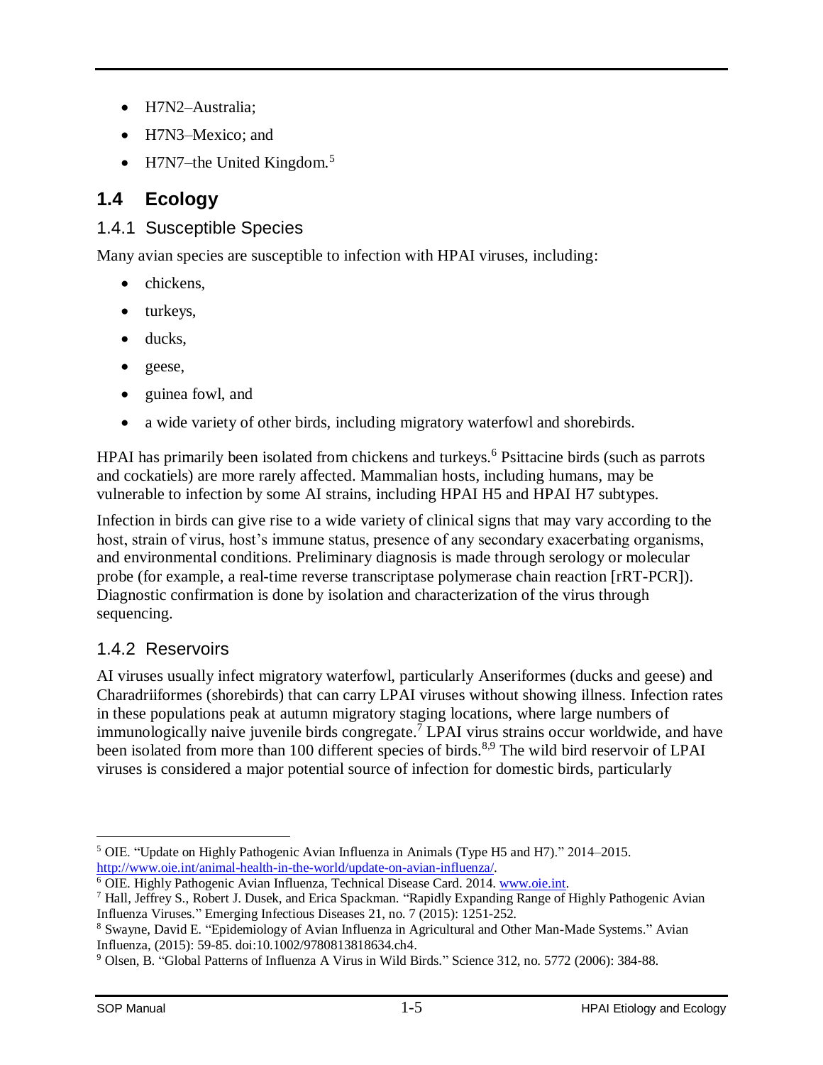- H7N2–Australia;
- H7N3–Mexico; and
- H7N7–the United Kingdom.[5]

## 1.4 Ecology

### 1.4.1 Susceptible Species

Many avian species are susceptible to infection with HPAI viruses, including:

- chickens,
- turkeys,
- ducks,
- geese,
- guinea fowl, and
- a wide variety of other birds, including migratory waterfowl and shorebirds.

HPAI has primarily been isolated from chickens and turkeys.[6] Psittacine birds (such as parrots and cockatiels) are more rarely affected. Mammalian hosts, including humans, may be vulnerable to infection by some AI strains, including HPAI H5 and HPAI H7 subtypes.

Infection in birds can give rise to a wide variety of clinical signs that may vary according to the host, strain of virus, host's immune status, presence of any secondary exacerbating organisms, and environmental conditions. Preliminary diagnosis is made through serology or molecular probe (for example, a real-time reverse transcriptase polymerase chain reaction [rRT-PCR]). Diagnostic confirmation is done by isolation and characterization of the virus through sequencing.

### 1.4.2 Reservoirs

AI viruses usually infect migratory waterfowl, particularly Anseriformes (ducks and geese) and Charadriiformes (shorebirds) that can carry LPAI viruses without showing illness. Infection rates in these populations peak at autumn migratory staging locations, where large numbers of immunologically naive juvenile birds congregate.[7] LPAI virus strains occur worldwide, and have been isolated from more than 100 different species of birds.[8,9] The wild bird reservoir of LPAI viruses is considered a major potential source of infection for domestic birds, particularly

---

[5] OIE. "Update on Highly Pathogenic Avian Influenza in Animals (Type H5 and H7)." 2014–2015. http://www.oie.int/animal-health-in-the-world/update-on-avian-influenza/.

[6] OIE. Highly Pathogenic Avian Influenza, Technical Disease Card. 2014. www.oie.int.

[7] Hall, Jeffrey S., Robert J. Dusek, and Erica Spackman. "Rapidly Expanding Range of Highly Pathogenic Avian Influenza Viruses." Emerging Infectious Diseases 21, no. 7 (2015): 1251-252.

[8] Swayne, David E. "Epidemiology of Avian Influenza in Agricultural and Other Man-Made Systems." Avian Influenza, (2015): 59-85. doi:10.1002/9780813818634.ch4.

[9] Olsen, B. "Global Patterns of Influenza A Virus in Wild Birds." Science 312, no. 5772 (2006): 384-88.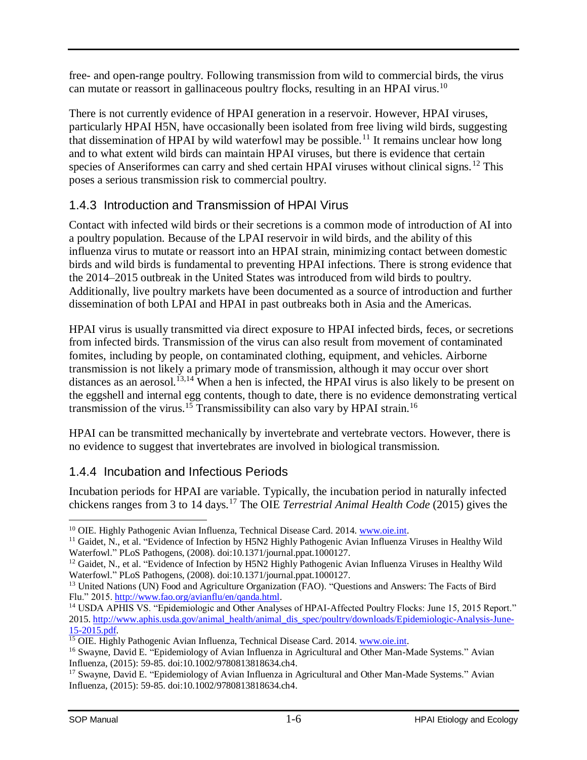free- and open-range poultry. Following transmission from wild to commercial birds, the virus can mutate or reassort in gallinaceous poultry flocks, resulting in an HPAI virus.[10]

There is not currently evidence of HPAI generation in a reservoir. However, HPAI viruses, particularly HPAI H5N, have occasionally been isolated from free living wild birds, suggesting that dissemination of HPAI by wild waterfowl may be possible.[11] It remains unclear how long and to what extent wild birds can maintain HPAI viruses, but there is evidence that certain species of Anseriformes can carry and shed certain HPAI viruses without clinical signs.[12] This poses a serious transmission risk to commercial poultry.

### 1.4.3 Introduction and Transmission of HPAI Virus

Contact with infected wild birds or their secretions is a common mode of introduction of AI into a poultry population. Because of the LPAI reservoir in wild birds, and the ability of this influenza virus to mutate or reassort into an HPAI strain, minimizing contact between domestic birds and wild birds is fundamental to preventing HPAI infections. There is strong evidence that the 2014–2015 outbreak in the United States was introduced from wild birds to poultry. Additionally, live poultry markets have been documented as a source of introduction and further dissemination of both LPAI and HPAI in past outbreaks both in Asia and the Americas.

HPAI virus is usually transmitted via direct exposure to HPAI infected birds, feces, or secretions from infected birds. Transmission of the virus can also result from movement of contaminated fomites, including by people, on contaminated clothing, equipment, and vehicles. Airborne transmission is not likely a primary mode of transmission, although it may occur over short distances as an aerosol.[13,14] When a hen is infected, the HPAI virus is also likely to be present on the eggshell and internal egg contents, though to date, there is no evidence demonstrating vertical transmission of the virus.[15] Transmissibility can also vary by HPAI strain.[16]

HPAI can be transmitted mechanically by invertebrate and vertebrate vectors. However, there is no evidence to suggest that invertebrates are involved in biological transmission.

### 1.4.4 Incubation and Infectious Periods

Incubation periods for HPAI are variable. Typically, the incubation period in naturally infected chickens ranges from 3 to 14 days.[17] The OIE *Terrestrial Animal Health Code* (2015) gives the

---

[10] OIE. Highly Pathogenic Avian Influenza, Technical Disease Card. 2014. www.oie.int.

[11] Gaidet, N., et al. "Evidence of Infection by H5N2 Highly Pathogenic Avian Influenza Viruses in Healthy Wild Waterfowl." PLoS Pathogens, (2008). doi:10.1371/journal.ppat.1000127.

[12] Gaidet, N., et al. "Evidence of Infection by H5N2 Highly Pathogenic Avian Influenza Viruses in Healthy Wild Waterfowl." PLoS Pathogens, (2008). doi:10.1371/journal.ppat.1000127.

[13] United Nations (UN) Food and Agriculture Organization (FAO). "Questions and Answers: The Facts of Bird Flu." 2015. http://www.fao.org/avianflu/en/qanda.html.

[14] USDA APHIS VS. "Epidemiologic and Other Analyses of HPAI-Affected Poultry Flocks: June 15, 2015 Report." 2015. http://www.aphis.usda.gov/animal_health/animal_dis_spec/poultry/downloads/Epidemiologic-Analysis-June-15-2015.pdf.

[15] OIE. Highly Pathogenic Avian Influenza, Technical Disease Card. 2014. www.oie.int.

[16] Swayne, David E. "Epidemiology of Avian Influenza in Agricultural and Other Man-Made Systems." Avian Influenza, (2015): 59-85. doi:10.1002/9780813818634.ch4.

[17] Swayne, David E. "Epidemiology of Avian Influenza in Agricultural and Other Man-Made Systems." Avian Influenza, (2015): 59-85. doi:10.1002/9780813818634.ch4.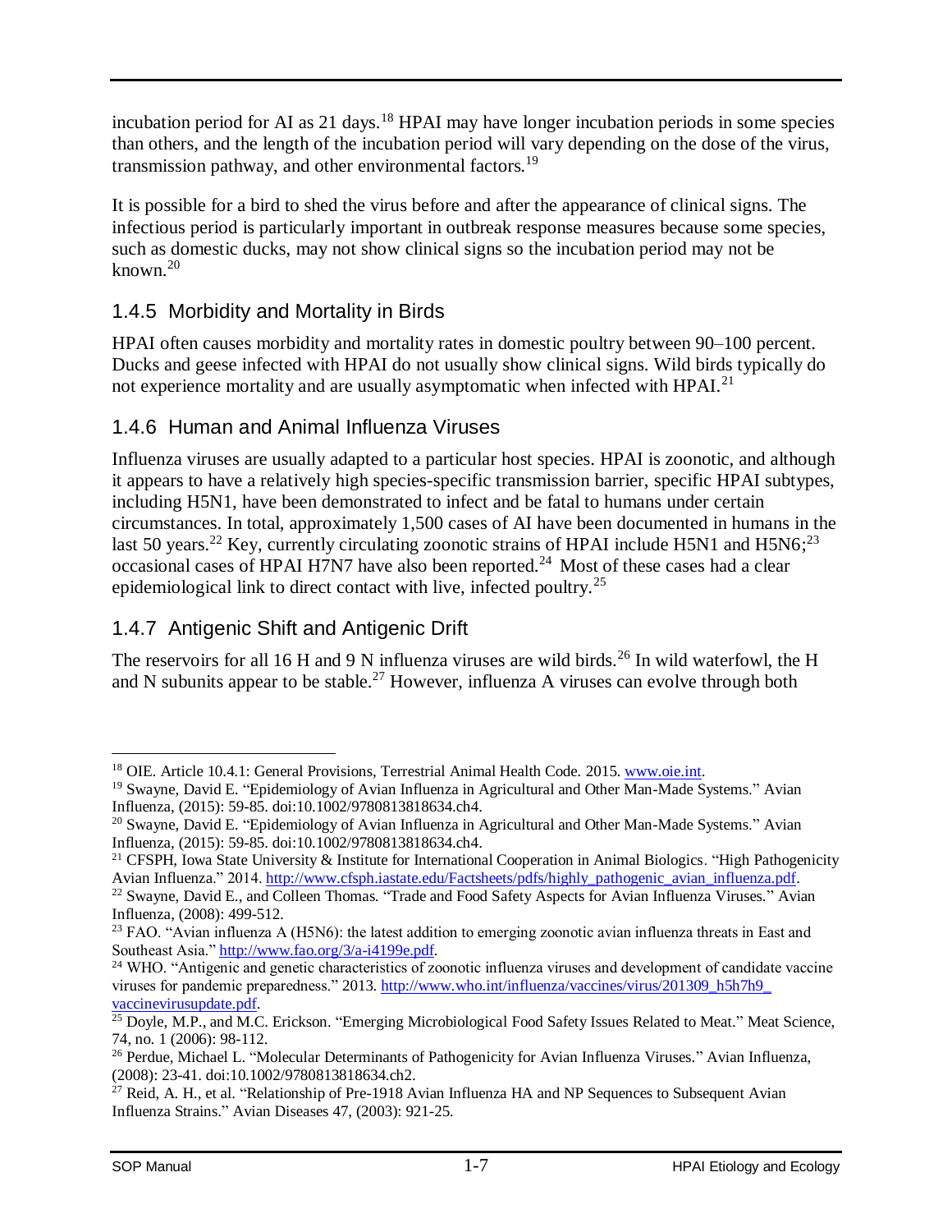incubation period for AI as 21 days.[18] HPAI may have longer incubation periods in some species than others, and the length of the incubation period will vary depending on the dose of the virus, transmission pathway, and other environmental factors.[19]

It is possible for a bird to shed the virus before and after the appearance of clinical signs. The infectious period is particularly important in outbreak response measures because some species, such as domestic ducks, may not show clinical signs so the incubation period may not be known.[20]

### 1.4.5 Morbidity and Mortality in Birds

HPAI often causes morbidity and mortality rates in domestic poultry between 90–100 percent. Ducks and geese infected with HPAI do not usually show clinical signs. Wild birds typically do not experience mortality and are usually asymptomatic when infected with HPAI.[21]

### 1.4.6 Human and Animal Influenza Viruses

Influenza viruses are usually adapted to a particular host species. HPAI is zoonotic, and although it appears to have a relatively high species-specific transmission barrier, specific HPAI subtypes, including H5N1, have been demonstrated to infect and be fatal to humans under certain circumstances. In total, approximately 1,500 cases of AI have been documented in humans in the last 50 years.[22] Key, currently circulating zoonotic strains of HPAI include H5N1 and H5N6;[23] occasional cases of HPAI H7N7 have also been reported.[24] Most of these cases had a clear epidemiological link to direct contact with live, infected poultry.[25]

### 1.4.7 Antigenic Shift and Antigenic Drift

The reservoirs for all 16 H and 9 N influenza viruses are wild birds.[26] In wild waterfowl, the H and N subunits appear to be stable.[27] However, influenza A viruses can evolve through both

---

[18] OIE. Article 10.4.1: General Provisions, Terrestrial Animal Health Code. 2015. www.oie.int.

[19] Swayne, David E. "Epidemiology of Avian Influenza in Agricultural and Other Man-Made Systems." Avian Influenza, (2015): 59-85. doi:10.1002/9780813818634.ch4.

[20] Swayne, David E. "Epidemiology of Avian Influenza in Agricultural and Other Man-Made Systems." Avian Influenza, (2015): 59-85. doi:10.1002/9780813818634.ch4.

[21] CFSPH, Iowa State University & Institute for International Cooperation in Animal Biologics. "High Pathogenicity Avian Influenza." 2014. http://www.cfsph.iastate.edu/Factsheets/pdfs/highly_pathogenic_avian_influenza.pdf.

[22] Swayne, David E., and Colleen Thomas. "Trade and Food Safety Aspects for Avian Influenza Viruses." Avian Influenza, (2008): 499-512.

[23] FAO. "Avian influenza A (H5N6): the latest addition to emerging zoonotic avian influenza threats in East and Southeast Asia." http://www.fao.org/3/a-i4199e.pdf.

[24] WHO. "Antigenic and genetic characteristics of zoonotic influenza viruses and development of candidate vaccine viruses for pandemic preparedness." 2013. http://www.who.int/influenza/vaccines/virus/201309_h5h7h9_vaccinevirusupdate.pdf.

[25] Doyle, M.P., and M.C. Erickson. "Emerging Microbiological Food Safety Issues Related to Meat." Meat Science, 74, no. 1 (2006): 98-112.

[26] Perdue, Michael L. "Molecular Determinants of Pathogenicity for Avian Influenza Viruses." Avian Influenza, (2008): 23-41. doi:10.1002/9780813818634.ch2.

[27] Reid, A. H., et al. "Relationship of Pre-1918 Avian Influenza HA and NP Sequences to Subsequent Avian Influenza Strains." Avian Diseases 47, (2003): 921-25.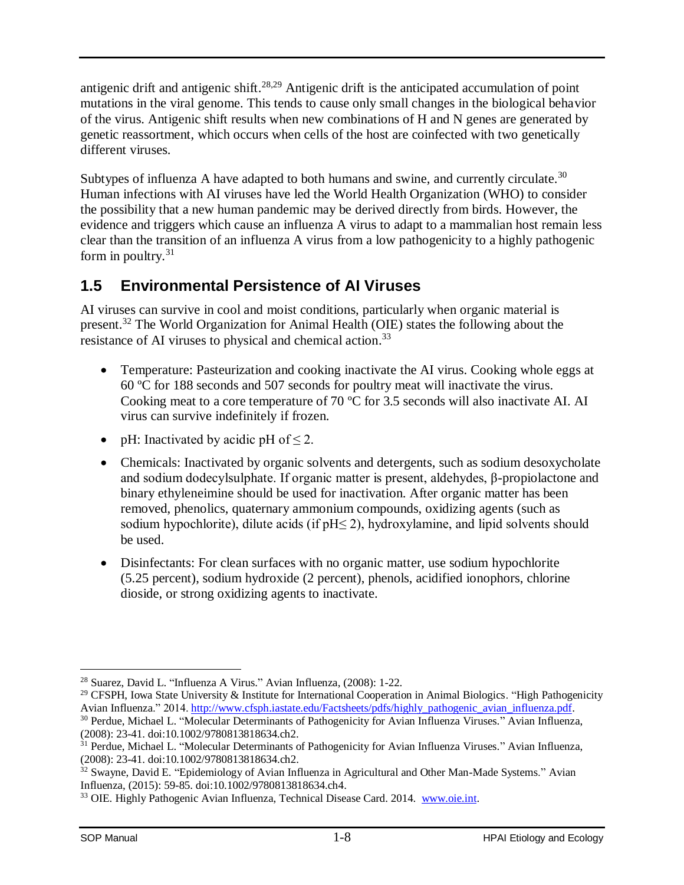antigenic drift and antigenic shift.[28,29] Antigenic drift is the anticipated accumulation of point mutations in the viral genome. This tends to cause only small changes in the biological behavior of the virus. Antigenic shift results when new combinations of H and N genes are generated by genetic reassortment, which occurs when cells of the host are coinfected with two genetically different viruses.

Subtypes of influenza A have adapted to both humans and swine, and currently circulate.[30] Human infections with AI viruses have led the World Health Organization (WHO) to consider the possibility that a new human pandemic may be derived directly from birds. However, the evidence and triggers which cause an influenza A virus to adapt to a mammalian host remain less clear than the transition of an influenza A virus from a low pathogenicity to a highly pathogenic form in poultry.[31]

## 1.5 Environmental Persistence of AI Viruses

AI viruses can survive in cool and moist conditions, particularly when organic material is present.[32] The World Organization for Animal Health (OIE) states the following about the resistance of AI viruses to physical and chemical action.[33]

- Temperature: Pasteurization and cooking inactivate the AI virus. Cooking whole eggs at 60 ºC for 188 seconds and 507 seconds for poultry meat will inactivate the virus. Cooking meat to a core temperature of 70 ºC for 3.5 seconds will also inactivate AI. AI virus can survive indefinitely if frozen.
- pH: Inactivated by acidic pH of $\leq 2$.
- Chemicals: Inactivated by organic solvents and detergents, such as sodium desoxycholate and sodium dodecylsulphate. If organic matter is present, aldehydes, β-propiolactone and binary ethyleneimine should be used for inactivation. After organic matter has been removed, phenolics, quaternary ammonium compounds, oxidizing agents (such as sodium hypochlorite), dilute acids (if pH$\leq 2$), hydroxylamine, and lipid solvents should be used.
- Disinfectants: For clean surfaces with no organic matter, use sodium hypochlorite (5.25 percent), sodium hydroxide (2 percent), phenols, acidified ionophors, chlorine dioside, or strong oxidizing agents to inactivate.

---

[28] Suarez, David L. "Influenza A Virus." Avian Influenza, (2008): 1-22.

[29] CFSPH, Iowa State University & Institute for International Cooperation in Animal Biologics. "High Pathogenicity Avian Influenza." 2014. http://www.cfsph.iastate.edu/Factsheets/pdfs/highly_pathogenic_avian_influenza.pdf.

[30] Perdue, Michael L. "Molecular Determinants of Pathogenicity for Avian Influenza Viruses." Avian Influenza, (2008): 23-41. doi:10.1002/9780813818634.ch2.

[31] Perdue, Michael L. "Molecular Determinants of Pathogenicity for Avian Influenza Viruses." Avian Influenza, (2008): 23-41. doi:10.1002/9780813818634.ch2.

[32] Swayne, David E. "Epidemiology of Avian Influenza in Agricultural and Other Man-Made Systems." Avian Influenza, (2015): 59-85. doi:10.1002/9780813818634.ch4.

[33] OIE. Highly Pathogenic Avian Influenza, Technical Disease Card. 2014. www.oie.int.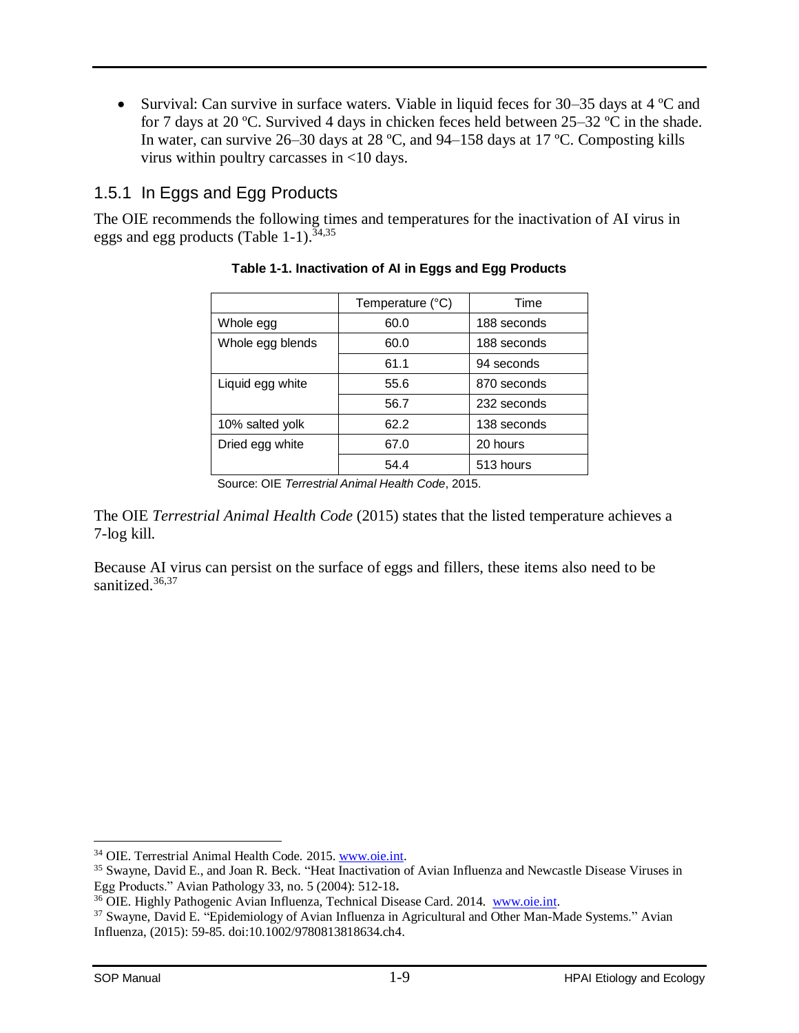- Survival: Can survive in surface waters. Viable in liquid feces for 30–35 days at 4 ºC and for 7 days at 20 ºC. Survived 4 days in chicken feces held between 25–32 ºC in the shade. In water, can survive 26–30 days at 28 ºC, and 94–158 days at 17 ºC. Composting kills virus within poultry carcasses in <10 days.

### 1.5.1 In Eggs and Egg Products

The OIE recommends the following times and temperatures for the inactivation of AI virus in eggs and egg products (Table 1-1).[34,35]

**Table 1-1. Inactivation of AI in Eggs and Egg Products**

| | Temperature (°C) | Time |
|---|---|---|
| Whole egg | 60.0 | 188 seconds |
| Whole egg blends | 60.0 | 188 seconds |
| | 61.1 | 94 seconds |
| Liquid egg white | 55.6 | 870 seconds |
| | 56.7 | 232 seconds |
| 10% salted yolk | 62.2 | 138 seconds |
| Dried egg white | 67.0 | 20 hours |
| | 54.4 | 513 hours |

Source: OIE *Terrestrial Animal Health Code*, 2015.

The OIE *Terrestrial Animal Health Code* (2015) states that the listed temperature achieves a 7-log kill.

Because AI virus can persist on the surface of eggs and fillers, these items also need to be sanitized.[36,37]

---

[34] OIE. Terrestrial Animal Health Code. 2015. www.oie.int.

[35] Swayne, David E., and Joan R. Beck. "Heat Inactivation of Avian Influenza and Newcastle Disease Viruses in Egg Products." Avian Pathology 33, no. 5 (2004): 512-18.

[36] OIE. Highly Pathogenic Avian Influenza, Technical Disease Card. 2014. www.oie.int.

[37] Swayne, David E. "Epidemiology of Avian Influenza in Agricultural and Other Man-Made Systems." Avian Influenza, (2015): 59-85. doi:10.1002/9780813818634.ch4.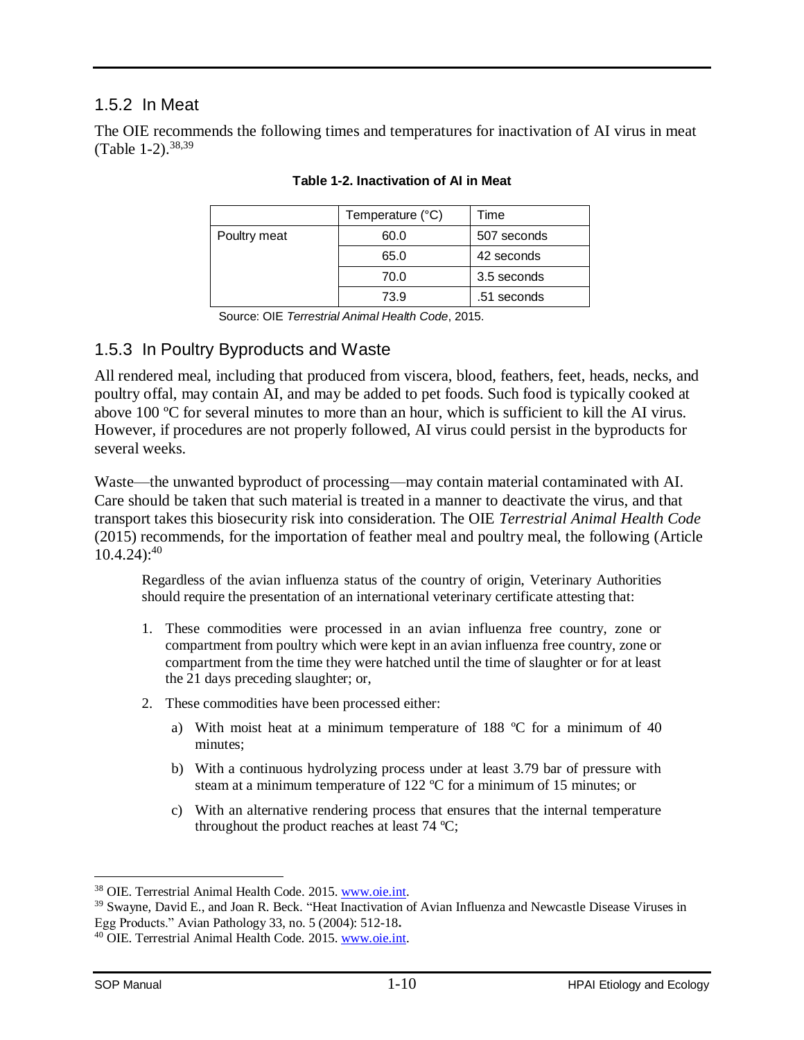### 1.5.2 In Meat

The OIE recommends the following times and temperatures for inactivation of AI virus in meat (Table 1-2).[38,39]

**Table 1-2. Inactivation of AI in Meat**

| | Temperature (°C) | Time |
|---|---|---|
| Poultry meat | 60.0 | 507 seconds |
| | 65.0 | 42 seconds |
| | 70.0 | 3.5 seconds |
| | 73.9 | .51 seconds |

Source: OIE *Terrestrial Animal Health Code*, 2015.

### 1.5.3 In Poultry Byproducts and Waste

All rendered meal, including that produced from viscera, blood, feathers, feet, heads, necks, and poultry offal, may contain AI, and may be added to pet foods. Such food is typically cooked at above 100 ºC for several minutes to more than an hour, which is sufficient to kill the AI virus. However, if procedures are not properly followed, AI virus could persist in the byproducts for several weeks.

Waste—the unwanted byproduct of processing—may contain material contaminated with AI. Care should be taken that such material is treated in a manner to deactivate the virus, and that transport takes this biosecurity risk into consideration. The OIE *Terrestrial Animal Health Code* (2015) recommends, for the importation of feather meal and poultry meal, the following (Article 10.4.24):[40]

> Regardless of the avian influenza status of the country of origin, Veterinary Authorities should require the presentation of an international veterinary certificate attesting that:
>
> 1. These commodities were processed in an avian influenza free country, zone or compartment from poultry which were kept in an avian influenza free country, zone or compartment from the time they were hatched until the time of slaughter or for at least the 21 days preceding slaughter; or,
> 2. These commodities have been processed either:
>    a) With moist heat at a minimum temperature of 188 ºC for a minimum of 40 minutes;
>    b) With a continuous hydrolyzing process under at least 3.79 bar of pressure with steam at a minimum temperature of 122 ºC for a minimum of 15 minutes; or
>    c) With an alternative rendering process that ensures that the internal temperature throughout the product reaches at least 74 ºC;

[38] OIE. Terrestrial Animal Health Code. 2015. www.oie.int.

[39] Swayne, David E., and Joan R. Beck. "Heat Inactivation of Avian Influenza and Newcastle Disease Viruses in Egg Products." Avian Pathology 33, no. 5 (2004): 512-18.

[40] OIE. Terrestrial Animal Health Code. 2015. www.oie.int.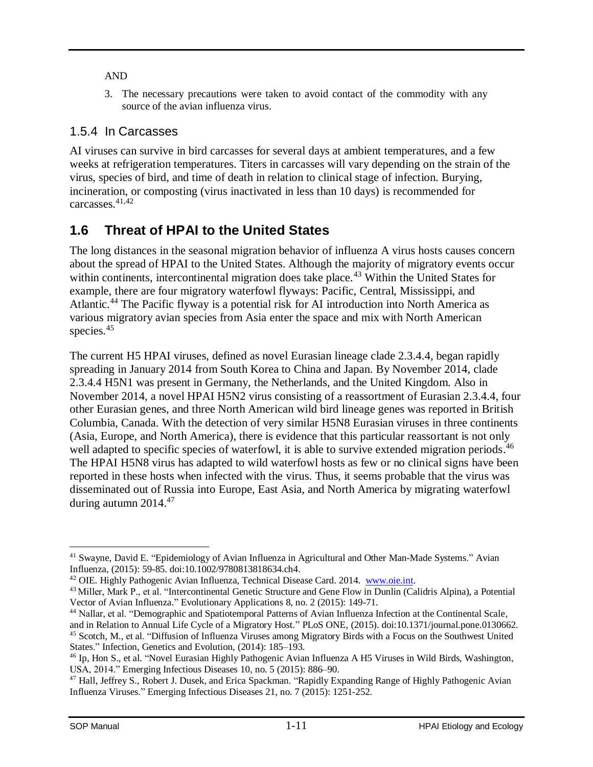AND

3. The necessary precautions were taken to avoid contact of the commodity with any source of the avian influenza virus.

### 1.5.4 In Carcasses

AI viruses can survive in bird carcasses for several days at ambient temperatures, and a few weeks at refrigeration temperatures. Titers in carcasses will vary depending on the strain of the virus, species of bird, and time of death in relation to clinical stage of infection. Burying, incineration, or composting (virus inactivated in less than 10 days) is recommended for carcasses.[41,42]

## 1.6 Threat of HPAI to the United States

The long distances in the seasonal migration behavior of influenza A virus hosts causes concern about the spread of HPAI to the United States. Although the majority of migratory events occur within continents, intercontinental migration does take place.[43] Within the United States for example, there are four migratory waterfowl flyways: Pacific, Central, Mississippi, and Atlantic.[44] The Pacific flyway is a potential risk for AI introduction into North America as various migratory avian species from Asia enter the space and mix with North American species.[45]

The current H5 HPAI viruses, defined as novel Eurasian lineage clade 2.3.4.4, began rapidly spreading in January 2014 from South Korea to China and Japan. By November 2014, clade 2.3.4.4 H5N1 was present in Germany, the Netherlands, and the United Kingdom. Also in November 2014, a novel HPAI H5N2 virus consisting of a reassortment of Eurasian 2.3.4.4, four other Eurasian genes, and three North American wild bird lineage genes was reported in British Columbia, Canada. With the detection of very similar H5N8 Eurasian viruses in three continents (Asia, Europe, and North America), there is evidence that this particular reassortant is not only well adapted to specific species of waterfowl, it is able to survive extended migration periods.[46] The HPAI H5N8 virus has adapted to wild waterfowl hosts as few or no clinical signs have been reported in these hosts when infected with the virus. Thus, it seems probable that the virus was disseminated out of Russia into Europe, East Asia, and North America by migrating waterfowl during autumn 2014.[47]

---

[41] Swayne, David E. "Epidemiology of Avian Influenza in Agricultural and Other Man-Made Systems." Avian Influenza, (2015): 59-85. doi:10.1002/9780813818634.ch4.

[42] OIE. Highly Pathogenic Avian Influenza, Technical Disease Card. 2014. www.oie.int.

[43] Miller, Mark P., et al. "Intercontinental Genetic Structure and Gene Flow in Dunlin (Calidris Alpina), a Potential Vector of Avian Influenza." Evolutionary Applications 8, no. 2 (2015): 149-71.

[44] Nallar, et al. "Demographic and Spatiotemporal Patterns of Avian Influenza Infection at the Continental Scale, and in Relation to Annual Life Cycle of a Migratory Host." PLoS ONE, (2015). doi:10.1371/journal.pone.0130662.

[45] Scotch, M., et al. "Diffusion of Influenza Viruses among Migratory Birds with a Focus on the Southwest United States." Infection, Genetics and Evolution, (2014): 185–193.

[46] Ip, Hon S., et al. "Novel Eurasian Highly Pathogenic Avian Influenza A H5 Viruses in Wild Birds, Washington, USA, 2014." Emerging Infectious Diseases 10, no. 5 (2015): 886–90.

[47] Hall, Jeffrey S., Robert J. Dusek, and Erica Spackman. "Rapidly Expanding Range of Highly Pathogenic Avian Influenza Viruses." Emerging Infectious Diseases 21, no. 7 (2015): 1251-252.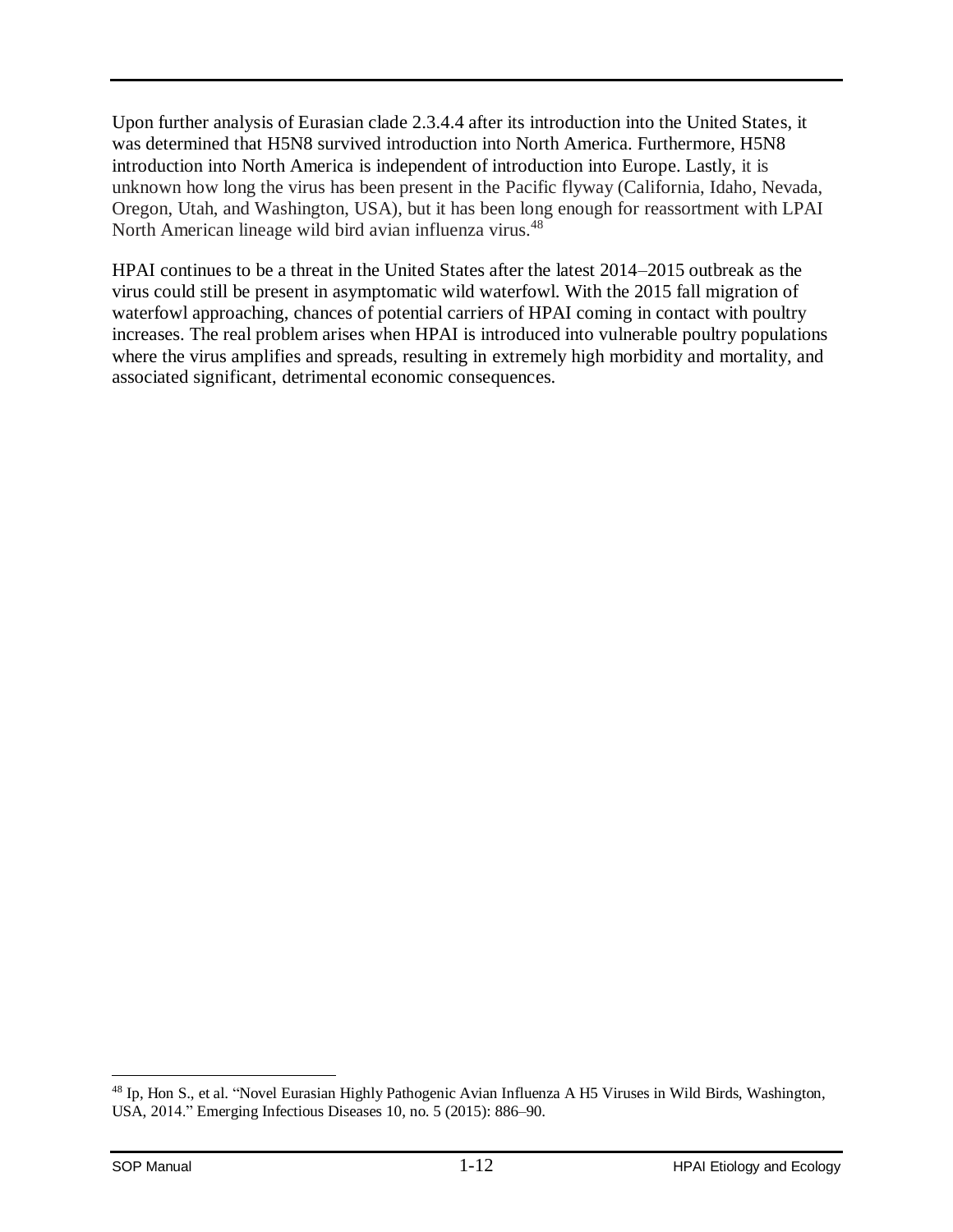Upon further analysis of Eurasian clade 2.3.4.4 after its introduction into the United States, it was determined that H5N8 survived introduction into North America. Furthermore, H5N8 introduction into North America is independent of introduction into Europe. Lastly, it is unknown how long the virus has been present in the Pacific flyway (California, Idaho, Nevada, Oregon, Utah, and Washington, USA), but it has been long enough for reassortment with LPAI North American lineage wild bird avian influenza virus.[48]

HPAI continues to be a threat in the United States after the latest 2014–2015 outbreak as the virus could still be present in asymptomatic wild waterfowl. With the 2015 fall migration of waterfowl approaching, chances of potential carriers of HPAI coming in contact with poultry increases. The real problem arises when HPAI is introduced into vulnerable poultry populations where the virus amplifies and spreads, resulting in extremely high morbidity and mortality, and associated significant, detrimental economic consequences.

---

[48] Ip, Hon S., et al. "Novel Eurasian Highly Pathogenic Avian Influenza A H5 Viruses in Wild Birds, Washington, USA, 2014." Emerging Infectious Diseases 10, no. 5 (2015): 886–90.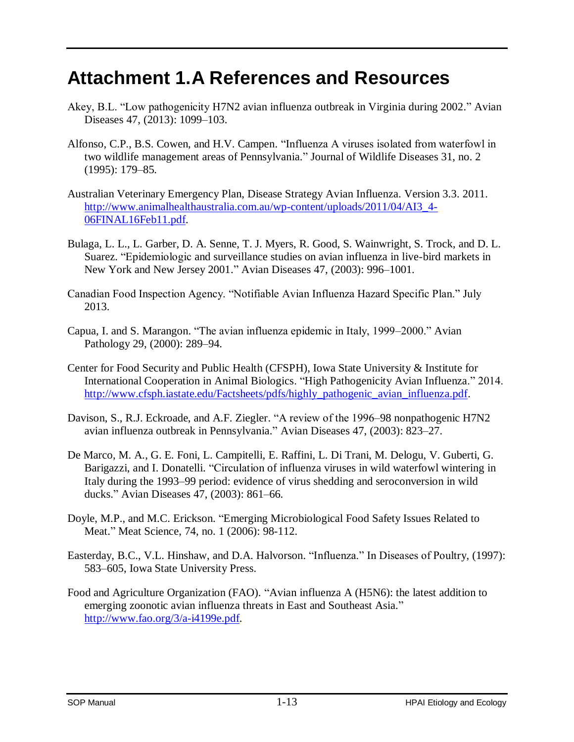# Attachment 1.A References and Resources

Akey, B.L. "Low pathogenicity H7N2 avian influenza outbreak in Virginia during 2002." Avian Diseases 47, (2013): 1099–103.

Alfonso, C.P., B.S. Cowen, and H.V. Campen. "Influenza A viruses isolated from waterfowl in two wildlife management areas of Pennsylvania." Journal of Wildlife Diseases 31, no. 2 (1995): 179–85.

Australian Veterinary Emergency Plan, Disease Strategy Avian Influenza. Version 3.3. 2011. http://www.animalhealthaustralia.com.au/wp-content/uploads/2011/04/AI3_4-06FINAL16Feb11.pdf.

Bulaga, L. L., L. Garber, D. A. Senne, T. J. Myers, R. Good, S. Wainwright, S. Trock, and D. L. Suarez. "Epidemiologic and surveillance studies on avian influenza in live-bird markets in New York and New Jersey 2001." Avian Diseases 47, (2003): 996–1001.

Canadian Food Inspection Agency. "Notifiable Avian Influenza Hazard Specific Plan." July 2013.

Capua, I. and S. Marangon. "The avian influenza epidemic in Italy, 1999–2000." Avian Pathology 29, (2000): 289–94.

Center for Food Security and Public Health (CFSPH), Iowa State University & Institute for International Cooperation in Animal Biologics. "High Pathogenicity Avian Influenza." 2014. http://www.cfsph.iastate.edu/Factsheets/pdfs/highly_pathogenic_avian_influenza.pdf.

Davison, S., R.J. Eckroade, and A.F. Ziegler. "A review of the 1996–98 nonpathogenic H7N2 avian influenza outbreak in Pennsylvania." Avian Diseases 47, (2003): 823–27.

De Marco, M. A., G. E. Foni, L. Campitelli, E. Raffini, L. Di Trani, M. Delogu, V. Guberti, G. Barigazzi, and I. Donatelli. "Circulation of influenza viruses in wild waterfowl wintering in Italy during the 1993–99 period: evidence of virus shedding and seroconversion in wild ducks." Avian Diseases 47, (2003): 861–66.

Doyle, M.P., and M.C. Erickson. "Emerging Microbiological Food Safety Issues Related to Meat." Meat Science, 74, no. 1 (2006): 98-112.

Easterday, B.C., V.L. Hinshaw, and D.A. Halvorson. "Influenza." In Diseases of Poultry, (1997): 583–605, Iowa State University Press.

Food and Agriculture Organization (FAO). "Avian influenza A (H5N6): the latest addition to emerging zoonotic avian influenza threats in East and Southeast Asia." http://www.fao.org/3/a-i4199e.pdf.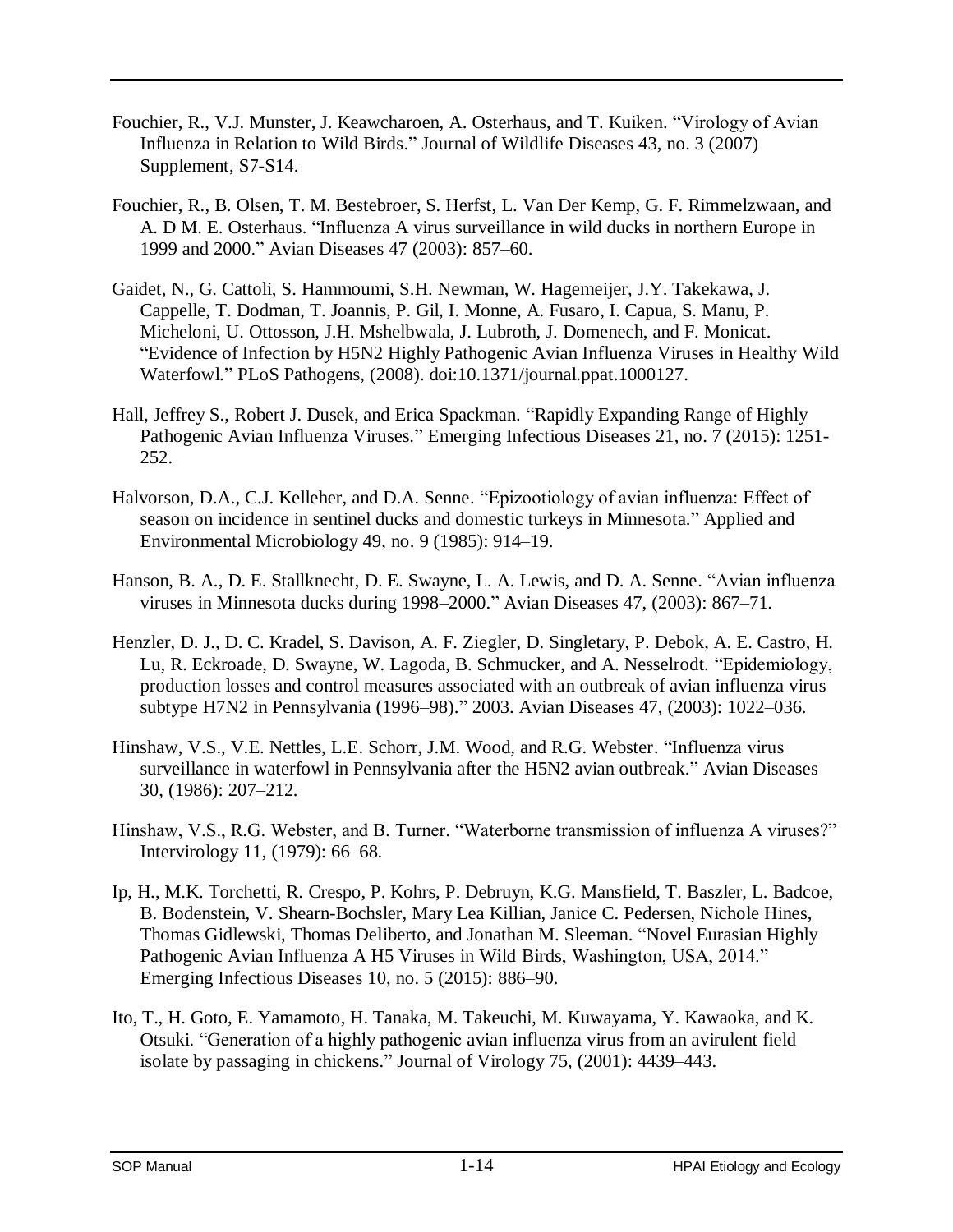Fouchier, R., V.J. Munster, J. Keawcharoen, A. Osterhaus, and T. Kuiken. "Virology of Avian Influenza in Relation to Wild Birds." Journal of Wildlife Diseases 43, no. 3 (2007) Supplement, S7-S14.

Fouchier, R., B. Olsen, T. M. Bestebroer, S. Herfst, L. Van Der Kemp, G. F. Rimmelzwaan, and A. D M. E. Osterhaus. "Influenza A virus surveillance in wild ducks in northern Europe in 1999 and 2000." Avian Diseases 47 (2003): 857–60.

Gaidet, N., G. Cattoli, S. Hammoumi, S.H. Newman, W. Hagemeijer, J.Y. Takekawa, J. Cappelle, T. Dodman, T. Joannis, P. Gil, I. Monne, A. Fusaro, I. Capua, S. Manu, P. Micheloni, U. Ottosson, J.H. Mshelbwala, J. Lubroth, J. Domenech, and F. Monicat. "Evidence of Infection by H5N2 Highly Pathogenic Avian Influenza Viruses in Healthy Wild Waterfowl." PLoS Pathogens, (2008). doi:10.1371/journal.ppat.1000127.

Hall, Jeffrey S., Robert J. Dusek, and Erica Spackman. "Rapidly Expanding Range of Highly Pathogenic Avian Influenza Viruses." Emerging Infectious Diseases 21, no. 7 (2015): 1251-252.

Halvorson, D.A., C.J. Kelleher, and D.A. Senne. "Epizootiology of avian influenza: Effect of season on incidence in sentinel ducks and domestic turkeys in Minnesota." Applied and Environmental Microbiology 49, no. 9 (1985): 914–19.

Hanson, B. A., D. E. Stallknecht, D. E. Swayne, L. A. Lewis, and D. A. Senne. "Avian influenza viruses in Minnesota ducks during 1998–2000." Avian Diseases 47, (2003): 867–71.

Henzler, D. J., D. C. Kradel, S. Davison, A. F. Ziegler, D. Singletary, P. Debok, A. E. Castro, H. Lu, R. Eckroade, D. Swayne, W. Lagoda, B. Schmucker, and A. Nesselrodt. "Epidemiology, production losses and control measures associated with an outbreak of avian influenza virus subtype H7N2 in Pennsylvania (1996–98)." 2003. Avian Diseases 47, (2003): 1022–036.

Hinshaw, V.S., V.E. Nettles, L.E. Schorr, J.M. Wood, and R.G. Webster. "Influenza virus surveillance in waterfowl in Pennsylvania after the H5N2 avian outbreak." Avian Diseases 30, (1986): 207–212.

Hinshaw, V.S., R.G. Webster, and B. Turner. "Waterborne transmission of influenza A viruses?" Intervirology 11, (1979): 66–68.

Ip, H., M.K. Torchetti, R. Crespo, P. Kohrs, P. Debruyn, K.G. Mansfield, T. Baszler, L. Badcoe, B. Bodenstein, V. Shearn-Bochsler, Mary Lea Killian, Janice C. Pedersen, Nichole Hines, Thomas Gidlewski, Thomas Deliberto, and Jonathan M. Sleeman. "Novel Eurasian Highly Pathogenic Avian Influenza A H5 Viruses in Wild Birds, Washington, USA, 2014." Emerging Infectious Diseases 10, no. 5 (2015): 886–90.

Ito, T., H. Goto, E. Yamamoto, H. Tanaka, M. Takeuchi, M. Kuwayama, Y. Kawaoka, and K. Otsuki. "Generation of a highly pathogenic avian influenza virus from an avirulent field isolate by passaging in chickens." Journal of Virology 75, (2001): 4439–443.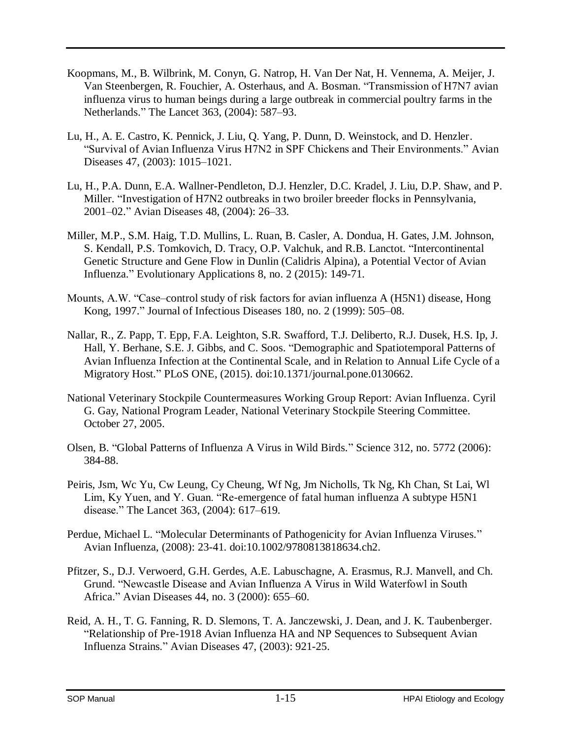Koopmans, M., B. Wilbrink, M. Conyn, G. Natrop, H. Van Der Nat, H. Vennema, A. Meijer, J. Van Steenbergen, R. Fouchier, A. Osterhaus, and A. Bosman. "Transmission of H7N7 avian influenza virus to human beings during a large outbreak in commercial poultry farms in the Netherlands." The Lancet 363, (2004): 587–93.

Lu, H., A. E. Castro, K. Pennick, J. Liu, Q. Yang, P. Dunn, D. Weinstock, and D. Henzler. "Survival of Avian Influenza Virus H7N2 in SPF Chickens and Their Environments." Avian Diseases 47, (2003): 1015–1021.

Lu, H., P.A. Dunn, E.A. Wallner-Pendleton, D.J. Henzler, D.C. Kradel, J. Liu, D.P. Shaw, and P. Miller. "Investigation of H7N2 outbreaks in two broiler breeder flocks in Pennsylvania, 2001–02." Avian Diseases 48, (2004): 26–33.

Miller, M.P., S.M. Haig, T.D. Mullins, L. Ruan, B. Casler, A. Dondua, H. Gates, J.M. Johnson, S. Kendall, P.S. Tomkovich, D. Tracy, O.P. Valchuk, and R.B. Lanctot. "Intercontinental Genetic Structure and Gene Flow in Dunlin (Calidris Alpina), a Potential Vector of Avian Influenza." Evolutionary Applications 8, no. 2 (2015): 149-71.

Mounts, A.W. "Case–control study of risk factors for avian influenza A (H5N1) disease, Hong Kong, 1997." Journal of Infectious Diseases 180, no. 2 (1999): 505–08.

Nallar, R., Z. Papp, T. Epp, F.A. Leighton, S.R. Swafford, T.J. Deliberto, R.J. Dusek, H.S. Ip, J. Hall, Y. Berhane, S.E. J. Gibbs, and C. Soos. "Demographic and Spatiotemporal Patterns of Avian Influenza Infection at the Continental Scale, and in Relation to Annual Life Cycle of a Migratory Host." PLoS ONE, (2015). doi:10.1371/journal.pone.0130662.

National Veterinary Stockpile Countermeasures Working Group Report: Avian Influenza. Cyril G. Gay, National Program Leader, National Veterinary Stockpile Steering Committee. October 27, 2005.

Olsen, B. "Global Patterns of Influenza A Virus in Wild Birds." Science 312, no. 5772 (2006): 384-88.

Peiris, Jsm, Wc Yu, Cw Leung, Cy Cheung, Wf Ng, Jm Nicholls, Tk Ng, Kh Chan, St Lai, Wl Lim, Ky Yuen, and Y. Guan. "Re-emergence of fatal human influenza A subtype H5N1 disease." The Lancet 363, (2004): 617–619.

Perdue, Michael L. "Molecular Determinants of Pathogenicity for Avian Influenza Viruses." Avian Influenza, (2008): 23-41. doi:10.1002/9780813818634.ch2.

Pfitzer, S., D.J. Verwoerd, G.H. Gerdes, A.E. Labuschagne, A. Erasmus, R.J. Manvell, and Ch. Grund. "Newcastle Disease and Avian Influenza A Virus in Wild Waterfowl in South Africa." Avian Diseases 44, no. 3 (2000): 655–60.

Reid, A. H., T. G. Fanning, R. D. Slemons, T. A. Janczewski, J. Dean, and J. K. Taubenberger. "Relationship of Pre-1918 Avian Influenza HA and NP Sequences to Subsequent Avian Influenza Strains." Avian Diseases 47, (2003): 921-25.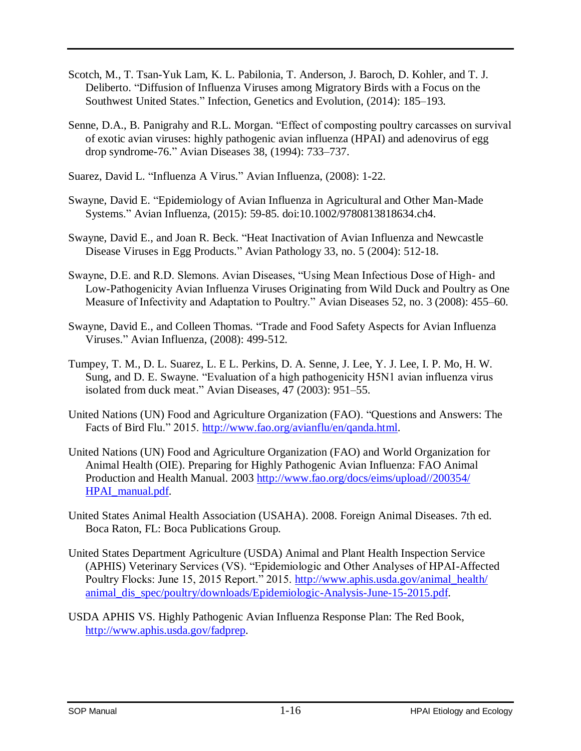Scotch, M., T. Tsan-Yuk Lam, K. L. Pabilonia, T. Anderson, J. Baroch, D. Kohler, and T. J. Deliberto. "Diffusion of Influenza Viruses among Migratory Birds with a Focus on the Southwest United States." Infection, Genetics and Evolution, (2014): 185–193.

Senne, D.A., B. Panigrahy and R.L. Morgan. "Effect of composting poultry carcasses on survival of exotic avian viruses: highly pathogenic avian influenza (HPAI) and adenovirus of egg drop syndrome-76." Avian Diseases 38, (1994): 733–737.

Suarez, David L. "Influenza A Virus." Avian Influenza, (2008): 1-22.

Swayne, David E. "Epidemiology of Avian Influenza in Agricultural and Other Man-Made Systems." Avian Influenza, (2015): 59-85. doi:10.1002/9780813818634.ch4.

Swayne, David E., and Joan R. Beck. "Heat Inactivation of Avian Influenza and Newcastle Disease Viruses in Egg Products." Avian Pathology 33, no. 5 (2004): 512-18.

Swayne, D.E. and R.D. Slemons. Avian Diseases, "Using Mean Infectious Dose of High- and Low-Pathogenicity Avian Influenza Viruses Originating from Wild Duck and Poultry as One Measure of Infectivity and Adaptation to Poultry." Avian Diseases 52, no. 3 (2008): 455–60.

Swayne, David E., and Colleen Thomas. "Trade and Food Safety Aspects for Avian Influenza Viruses." Avian Influenza, (2008): 499-512.

Tumpey, T. M., D. L. Suarez, L. E L. Perkins, D. A. Senne, J. Lee, Y. J. Lee, I. P. Mo, H. W. Sung, and D. E. Swayne. "Evaluation of a high pathogenicity H5N1 avian influenza virus isolated from duck meat." Avian Diseases, 47 (2003): 951–55.

United Nations (UN) Food and Agriculture Organization (FAO). "Questions and Answers: The Facts of Bird Flu." 2015. http://www.fao.org/avianflu/en/qanda.html.

United Nations (UN) Food and Agriculture Organization (FAO) and World Organization for Animal Health (OIE). Preparing for Highly Pathogenic Avian Influenza: FAO Animal Production and Health Manual. 2003 http://www.fao.org/docs/eims/upload//200354/HPAI_manual.pdf.

United States Animal Health Association (USAHA). 2008. Foreign Animal Diseases. 7th ed. Boca Raton, FL: Boca Publications Group.

United States Department Agriculture (USDA) Animal and Plant Health Inspection Service (APHIS) Veterinary Services (VS). "Epidemiologic and Other Analyses of HPAI-Affected Poultry Flocks: June 15, 2015 Report." 2015. http://www.aphis.usda.gov/animal_health/animal_dis_spec/poultry/downloads/Epidemiologic-Analysis-June-15-2015.pdf.

USDA APHIS VS. Highly Pathogenic Avian Influenza Response Plan: The Red Book, http://www.aphis.usda.gov/fadprep.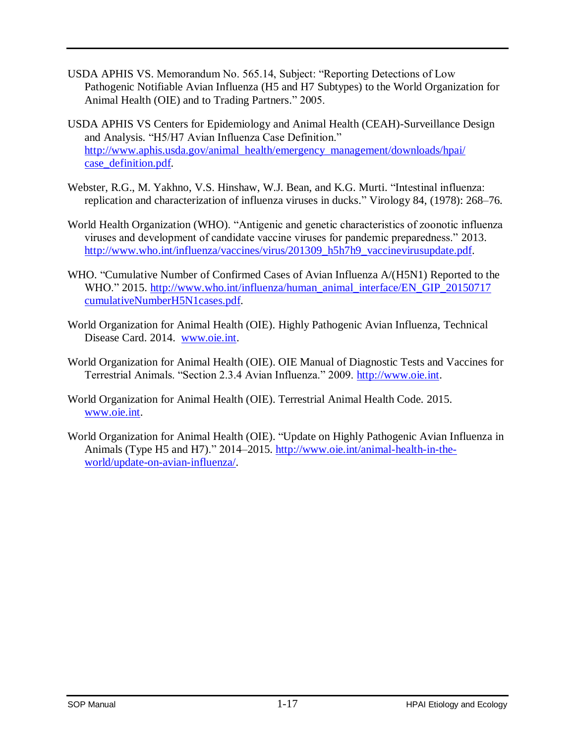USDA APHIS VS. Memorandum No. 565.14, Subject: "Reporting Detections of Low Pathogenic Notifiable Avian Influenza (H5 and H7 Subtypes) to the World Organization for Animal Health (OIE) and to Trading Partners." 2005.

USDA APHIS VS Centers for Epidemiology and Animal Health (CEAH)-Surveillance Design and Analysis. "H5/H7 Avian Influenza Case Definition." http://www.aphis.usda.gov/animal_health/emergency_management/downloads/hpai/case_definition.pdf.

Webster, R.G., M. Yakhno, V.S. Hinshaw, W.J. Bean, and K.G. Murti. "Intestinal influenza: replication and characterization of influenza viruses in ducks." Virology 84, (1978): 268–76.

World Health Organization (WHO). "Antigenic and genetic characteristics of zoonotic influenza viruses and development of candidate vaccine viruses for pandemic preparedness." 2013. http://www.who.int/influenza/vaccines/virus/201309_h5h7h9_vaccinevirusupdate.pdf.

WHO. "Cumulative Number of Confirmed Cases of Avian Influenza A/(H5N1) Reported to the WHO." 2015. http://www.who.int/influenza/human_animal_interface/EN_GIP_20150717cumulativeNumberH5N1cases.pdf.

World Organization for Animal Health (OIE). Highly Pathogenic Avian Influenza, Technical Disease Card. 2014. www.oie.int.

World Organization for Animal Health (OIE). OIE Manual of Diagnostic Tests and Vaccines for Terrestrial Animals. "Section 2.3.4 Avian Influenza." 2009. http://www.oie.int.

World Organization for Animal Health (OIE). Terrestrial Animal Health Code. 2015. www.oie.int.

World Organization for Animal Health (OIE). "Update on Highly Pathogenic Avian Influenza in Animals (Type H5 and H7)." 2014–2015. http://www.oie.int/animal-health-in-the-world/update-on-avian-influenza/.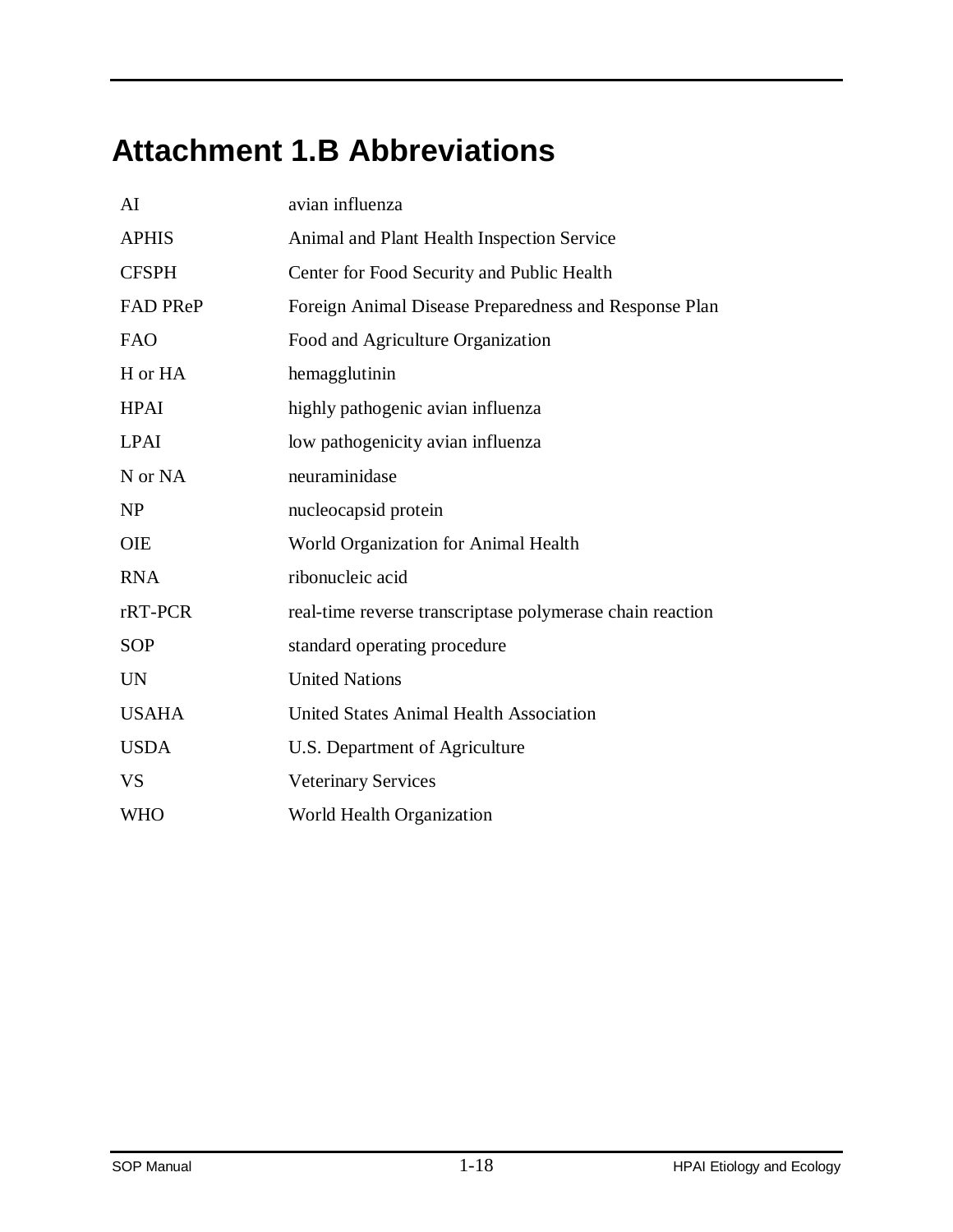# Attachment 1.B Abbreviations

| | |
|---|---|
| AI | avian influenza |
| APHIS | Animal and Plant Health Inspection Service |
| CFSPH | Center for Food Security and Public Health |
| FAD PReP | Foreign Animal Disease Preparedness and Response Plan |
| FAO | Food and Agriculture Organization |
| H or HA | hemagglutinin |
| HPAI | highly pathogenic avian influenza |
| LPAI | low pathogenicity avian influenza |
| N or NA | neuraminidase |
| NP | nucleocapsid protein |
| OIE | World Organization for Animal Health |
| RNA | ribonucleic acid |
| rRT-PCR | real-time reverse transcriptase polymerase chain reaction |
| SOP | standard operating procedure |
| UN | United Nations |
| USAHA | United States Animal Health Association |
| USDA | U.S. Department of Agriculture |
| VS | Veterinary Services |
| WHO | World Health Organization |